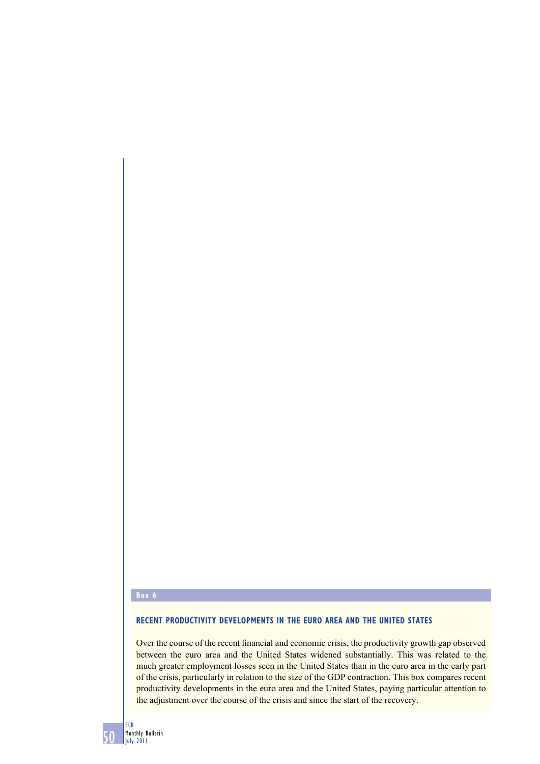**Box 6**

### RECENT PRODUCTIVITY DEVELOPMENTS IN THE EURO AREA AND THE UNITED STATES

Over the course of the recent financial and economic crisis, the productivity growth gap observed between the euro area and the United States widened substantially. This was related to the much greater employment losses seen in the United States than in the euro area in the early part of the crisis, particularly in relation to the size of the GDP contraction. This box compares recent productivity developments in the euro area and the United States, paying particular attention to the adjustment over the course of the crisis and since the start of the recovery.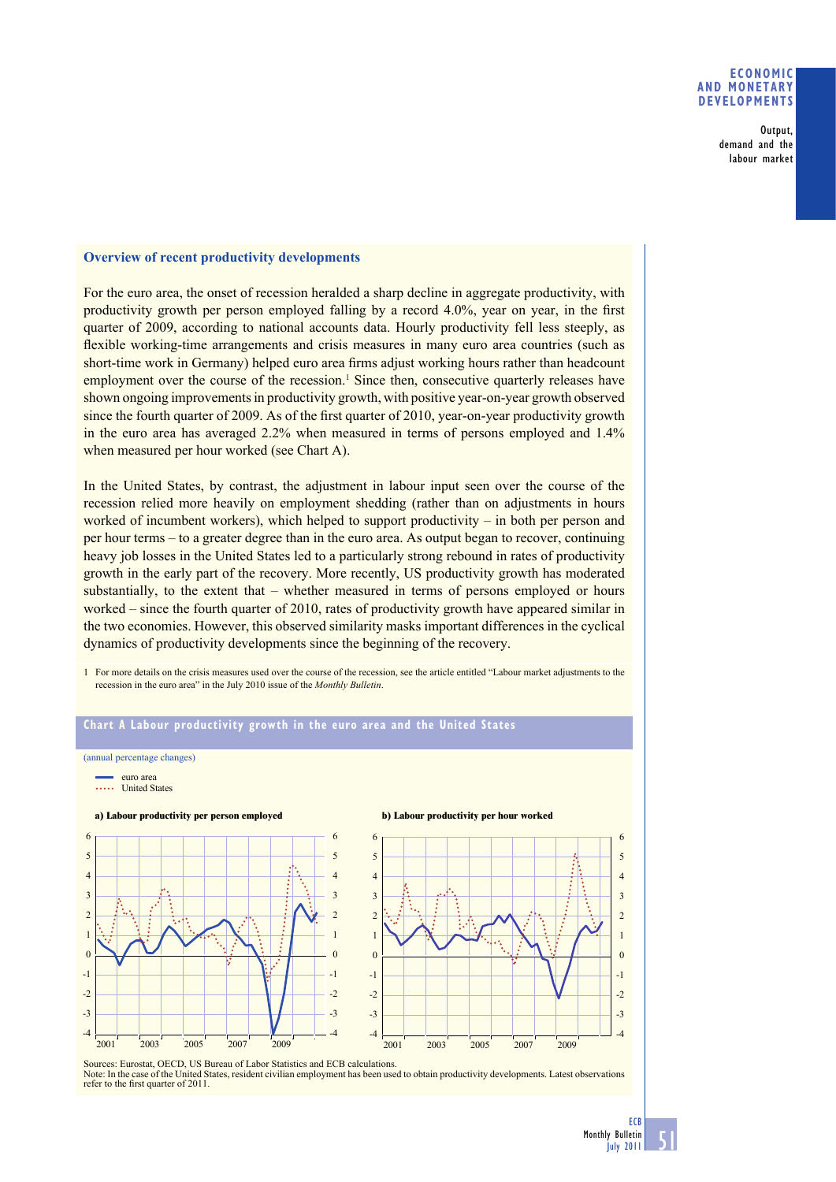## Overview of recent productivity developments

For the euro area, the onset of recession heralded a sharp decline in aggregate productivity, with productivity growth per person employed falling by a record 4.0%, year on year, in the first quarter of 2009, according to national accounts data. Hourly productivity fell less steeply, as flexible working-time arrangements and crisis measures in many euro area countries (such as short-time work in Germany) helped euro area firms adjust working hours rather than headcount employment over the course of the recession.[1] Since then, consecutive quarterly releases have shown ongoing improvements in productivity growth, with positive year-on-year growth observed since the fourth quarter of 2009. As of the first quarter of 2010, year-on-year productivity growth in the euro area has averaged 2.2% when measured in terms of persons employed and 1.4% when measured per hour worked (see Chart A).

In the United States, by contrast, the adjustment in labour input seen over the course of the recession relied more heavily on employment shedding (rather than on adjustments in hours worked of incumbent workers), which helped to support productivity – in both per person and per hour terms – to a greater degree than in the euro area. As output began to recover, continuing heavy job losses in the United States led to a particularly strong rebound in rates of productivity growth in the early part of the recovery. More recently, US productivity growth has moderated substantially, to the extent that – whether measured in terms of persons employed or hours worked – since the fourth quarter of 2010, rates of productivity growth have appeared similar in the two economies. However, this observed similarity masks important differences in the cyclical dynamics of productivity developments since the beginning of the recovery.

1 For more details on the crisis measures used over the course of the recession, see the article entitled "Labour market adjustments to the recession in the euro area" in the July 2010 issue of the *Monthly Bulletin*.

### Chart A Labour productivity growth in the euro area and the United States

(annual percentage changes)

Sources: Eurostat, OECD, US Bureau of Labor Statistics and ECB calculations.
Note: In the case of the United States, resident civilian employment has been used to obtain productivity developments. Latest observations refer to the first quarter of 2011.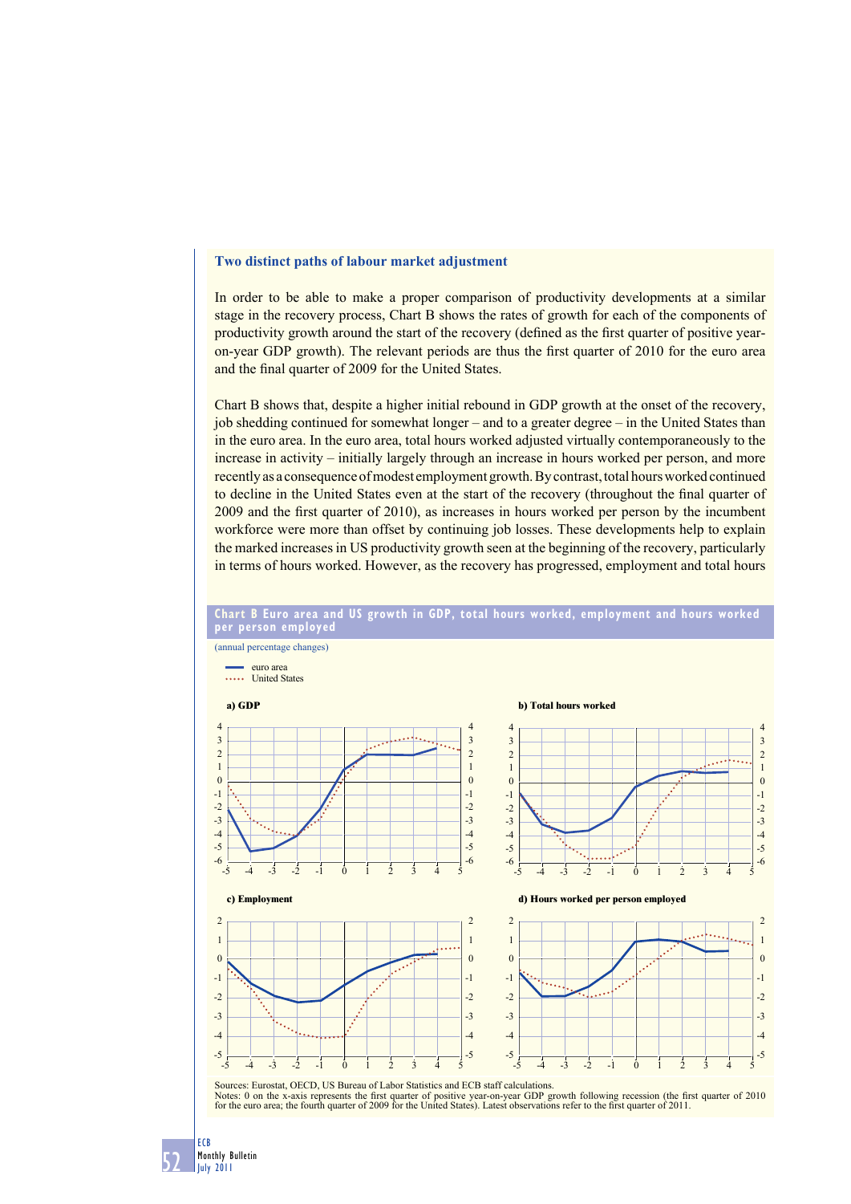### Two distinct paths of labour market adjustment

In order to be able to make a proper comparison of productivity developments at a similar stage in the recovery process, Chart B shows the rates of growth for each of the components of productivity growth around the start of the recovery (defined as the first quarter of positive year-on-year GDP growth). The relevant periods are thus the first quarter of 2010 for the euro area and the final quarter of 2009 for the United States.

Chart B shows that, despite a higher initial rebound in GDP growth at the onset of the recovery, job shedding continued for somewhat longer – and to a greater degree – in the United States than in the euro area. In the euro area, total hours worked adjusted virtually contemporaneously to the increase in activity – initially largely through an increase in hours worked per person, and more recently as a consequence of modest employment growth. By contrast, total hours worked continued to decline in the United States even at the start of the recovery (throughout the final quarter of 2009 and the first quarter of 2010), as increases in hours worked per person by the incumbent workforce were more than offset by continuing job losses. These developments help to explain the marked increases in US productivity growth seen at the beginning of the recovery, particularly in terms of hours worked. However, as the recovery has progressed, employment and total hours

**Chart B Euro area and US growth in GDP, total hours worked, employment and hours worked per person employed**

(annual percentage changes)

- euro area
- United States

a) GDP

b) Total hours worked

c) Employment

d) Hours worked per person employed

Sources: Eurostat, OECD, US Bureau of Labor Statistics and ECB staff calculations.
Notes: 0 on the x-axis represents the first quarter of positive year-on-year GDP growth following recession (the first quarter of 2010 for the euro area; the fourth quarter of 2009 for the United States). Latest observations refer to the first quarter of 2011.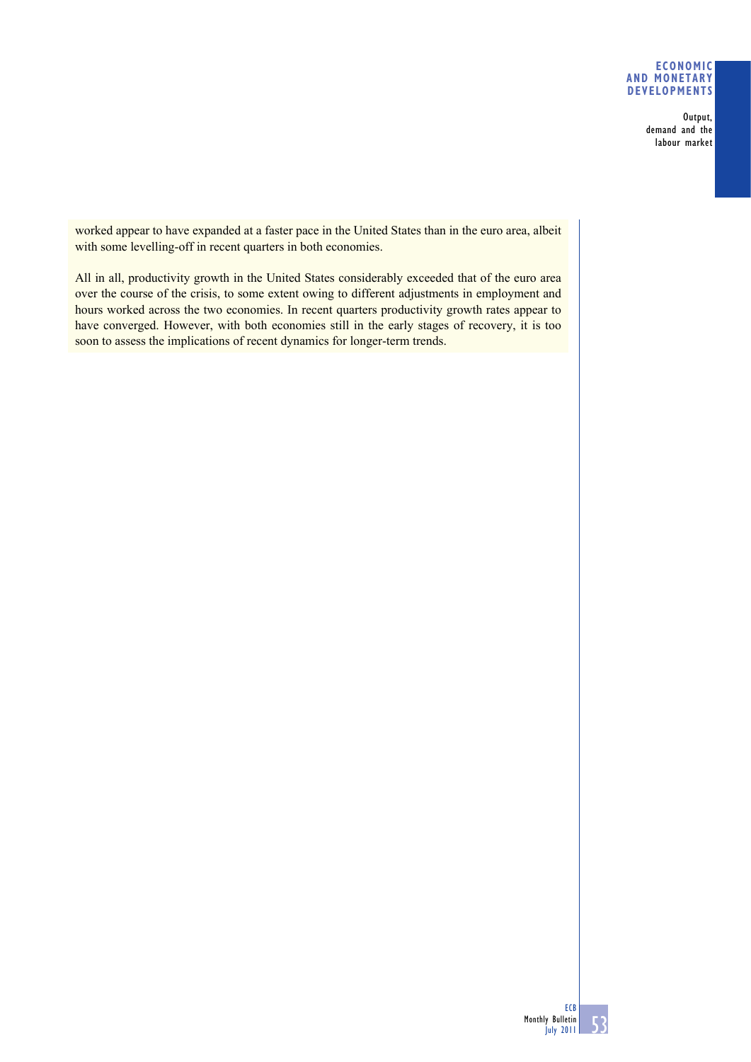worked appear to have expanded at a faster pace in the United States than in the euro area, albeit with some levelling-off in recent quarters in both economies.

All in all, productivity growth in the United States considerably exceeded that of the euro area over the course of the crisis, to some extent owing to different adjustments in employment and hours worked across the two economies. In recent quarters productivity growth rates appear to have converged. However, with both economies still in the early stages of recovery, it is too soon to assess the implications of recent dynamics for longer-term trends.